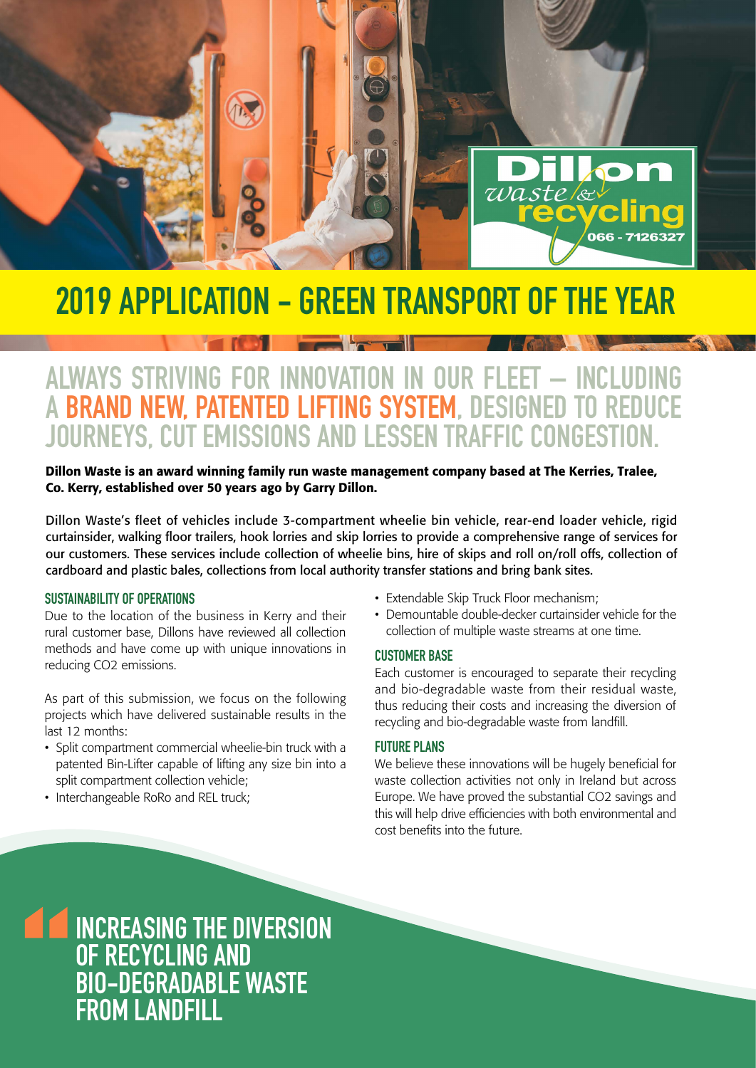# 2019 APPLICATION – GREEN TRANSPORT OF THE YEAR

## ALWAYS STRIVING FOR INNOVATION IN OUR FLEET – INCLUDING A BRAND NEW, PATENTED LIFTING SYSTEM, DESIGNED TO REDUCE JOURNEYS, CUT EMISSIONS AND LESSEN TRAFFIC CONGESTION.

**Dillon Waste is an award winning family run waste management company based at The Kerries, Tralee, Co. Kerry, established over 50 years ago by Garry Dillon.**

Dillon Waste's fleet of vehicles include 3-compartment wheelie bin vehicle, rear-end loader vehicle, rigid curtainsider, walking floor trailers, hook lorries and skip lorries to provide a comprehensive range of services for our customers. These services include collection of wheelie bins, hire of skips and roll on/roll offs, collection of cardboard and plastic bales, collections from local authority transfer stations and bring bank sites.

### SUSTAINABILITY OF OPERATIONS

Due to the location of the business in Kerry and their rural customer base, Dillons have reviewed all collection methods and have come up with unique innovations in reducing CO2 emissions.

As part of this submission, we focus on the following projects which have delivered sustainable results in the last 12 months:

- Split compartment commercial wheelie-bin truck with a patented Bin-Lifter capable of lifting any size bin into a split compartment collection vehicle;
- Interchangeable RoRo and REL truck;
- Extendable Skip Truck Floor mechanism;
- Demountable double-decker curtainsider vehicle for the collection of multiple waste streams at one time.

### CUSTOMER BASE

Each customer is encouraged to separate their recycling and bio-degradable waste from their residual waste, thus reducing their costs and increasing the diversion of recycling and bio-degradable waste from landfill.

### FUTURE PLANS

We believe these innovations will be hugely beneficial for waste collection activities not only in Ireland but across Europe. We have proved the substantial CO2 savings and this will help drive efficiencies with both environmental and cost benefits into the future.

> INCREASING THE DIVERSION OF RECYCLING AND BIO-DEGRADABLE WASTE FROM LANDFILL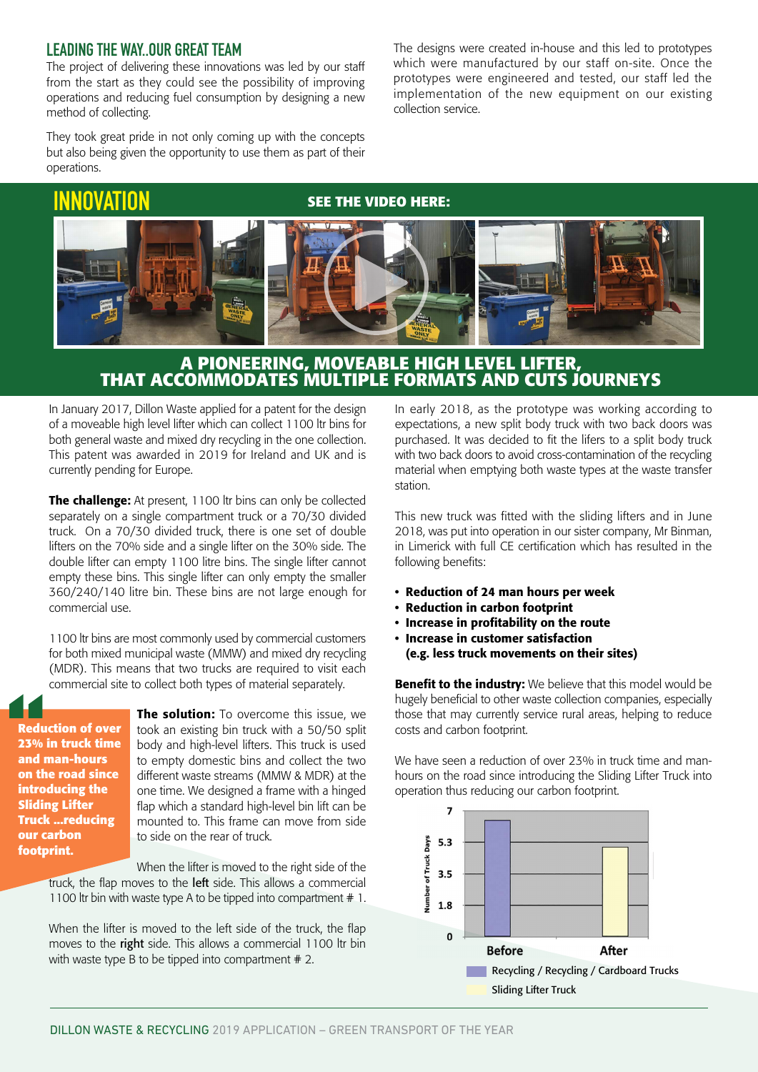## LEADING THE WAY..OUR GREAT TEAM

The project of delivering these innovations was led by our staff from the start as they could see the possibility of improving operations and reducing fuel consumption by designing a new method of collecting.

They took great pride in not only coming up with the concepts but also being given the opportunity to use them as part of their operations.

The designs were created in-house and this led to prototypes which were manufactured by our staff on-site. Once the prototypes were engineered and tested, our staff led the implementation of the new equipment on our existing collection service.

## INNOVATION

**SEE THE VIDEO HERE:**

### A PIONEERING, MOVEABLE HIGH LEVEL LIFTER, THAT ACCOMMODATES MULTIPLE FORMATS AND CUTS JOURNEYS

In January 2017, Dillon Waste applied for a patent for the design of a moveable high level lifter which can collect 1100 ltr bins for both general waste and mixed dry recycling in the one collection. This patent was awarded in 2019 for Ireland and UK and is currently pending for Europe.

**The challenge:** At present, 1100 ltr bins can only be collected separately on a single compartment truck or a 70/30 divided truck. On a 70/30 divided truck, there is one set of double lifters on the 70% side and a single lifter on the 30% side. The double lifter can empty 1100 litre bins. The single lifter cannot empty these bins. This single lifter can only empty the smaller 360/240/140 litre bin. These bins are not large enough for commercial use.

1100 ltr bins are most commonly used by commercial customers for both mixed municipal waste (MMW) and mixed dry recycling (MDR). This means that two trucks are required to visit each commercial site to collect both types of material separately.

> **Reduction of over 23% in truck time and man-hours on the road since introducing the Sliding Lifter Truck ...reducing our carbon footprint.**

**The solution:** To overcome this issue, we took an existing bin truck with a 50/50 split body and high-level lifters. This truck is used to empty domestic bins and collect the two different waste streams (MMW & MDR) at the one time. We designed a frame with a hinged flap which a standard high-level bin lift can be mounted to. This frame can move from side to side on the rear of truck.

When the lifter is moved to the right side of the truck, the flap moves to the **left** side. This allows a commercial 1100 ltr bin with waste type A to be tipped into compartment # 1.

When the lifter is moved to the left side of the truck, the flap moves to the **right** side. This allows a commercial 1100 ltr bin with waste type B to be tipped into compartment # 2.

In early 2018, as the prototype was working according to expectations, a new split body truck with two back doors was purchased. It was decided to fit the lifers to a split body truck with two back doors to avoid cross-contamination of the recycling material when emptying both waste types at the waste transfer station.

This new truck was fitted with the sliding lifters and in June 2018, was put into operation in our sister company, Mr Binman, in Limerick with full CE certification which has resulted in the following benefits:

- **Reduction of 24 man hours per week**
- **Reduction in carbon footprint**
- **Increase in profitability on the route**
- **Increase in customer satisfaction (e.g. less truck movements on their sites)**

**Benefit to the industry:** We believe that this model would be hugely beneficial to other waste collection companies, especially those that may currently service rural areas, helping to reduce costs and carbon footprint.

We have seen a reduction of over 23% in truck time and man-hours on the road since introducing the Sliding Lifter Truck into operation thus reducing our carbon footprint.

| | Before | After |
|---|---|---|
| Number of Truck Days (axis: 0, 1.8, 3.5, 5.3, 7) | Recycling / Recycling / Cardboard Trucks | Sliding Lifter Truck |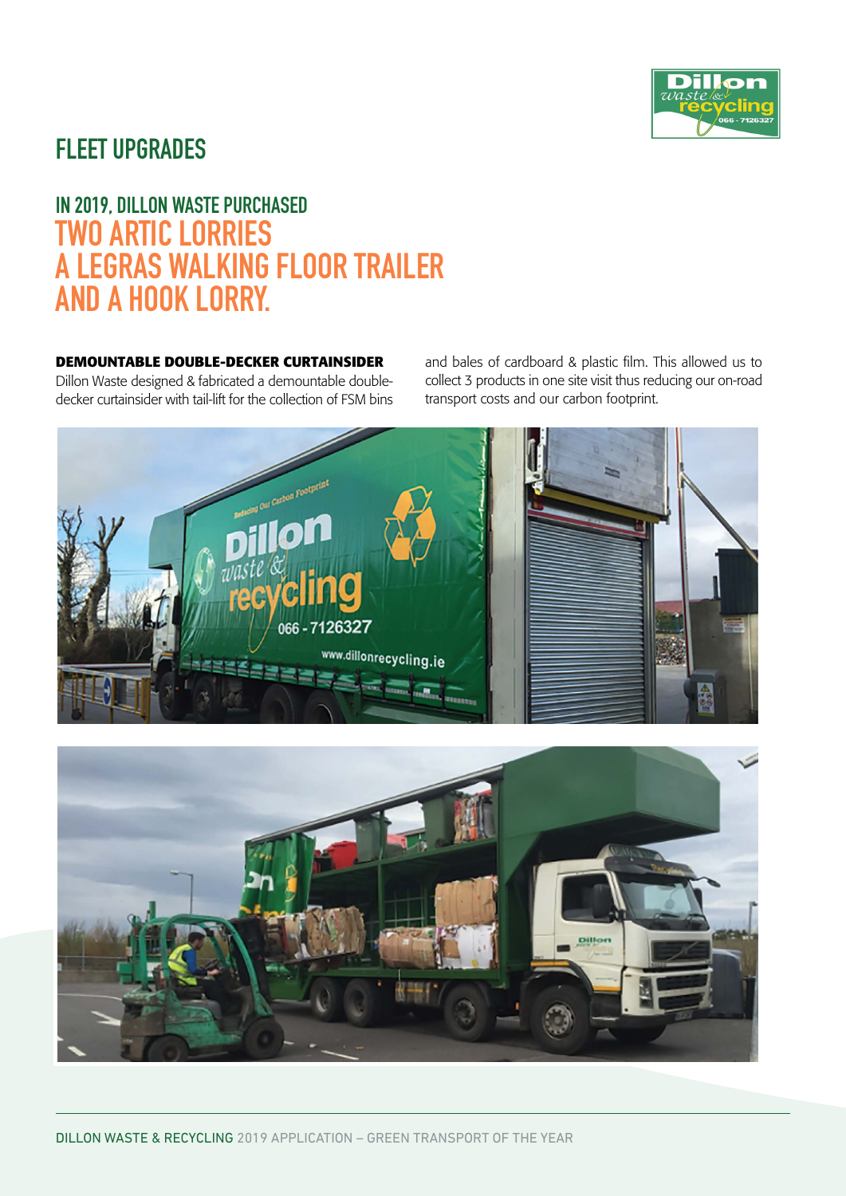# FLEET UPGRADES

## IN 2019, DILLON WASTE PURCHASED TWO ARTIC LORRIES A LEGRAS WALKING FLOOR TRAILER AND A HOOK LORRY.

**DEMOUNTABLE DOUBLE-DECKER CURTAINSIDER**

Dillon Waste designed & fabricated a demountable double-decker curtainsider with tail-lift for the collection of FSM bins and bales of cardboard & plastic film. This allowed us to collect 3 products in one site visit thus reducing our on-road transport costs and our carbon footprint.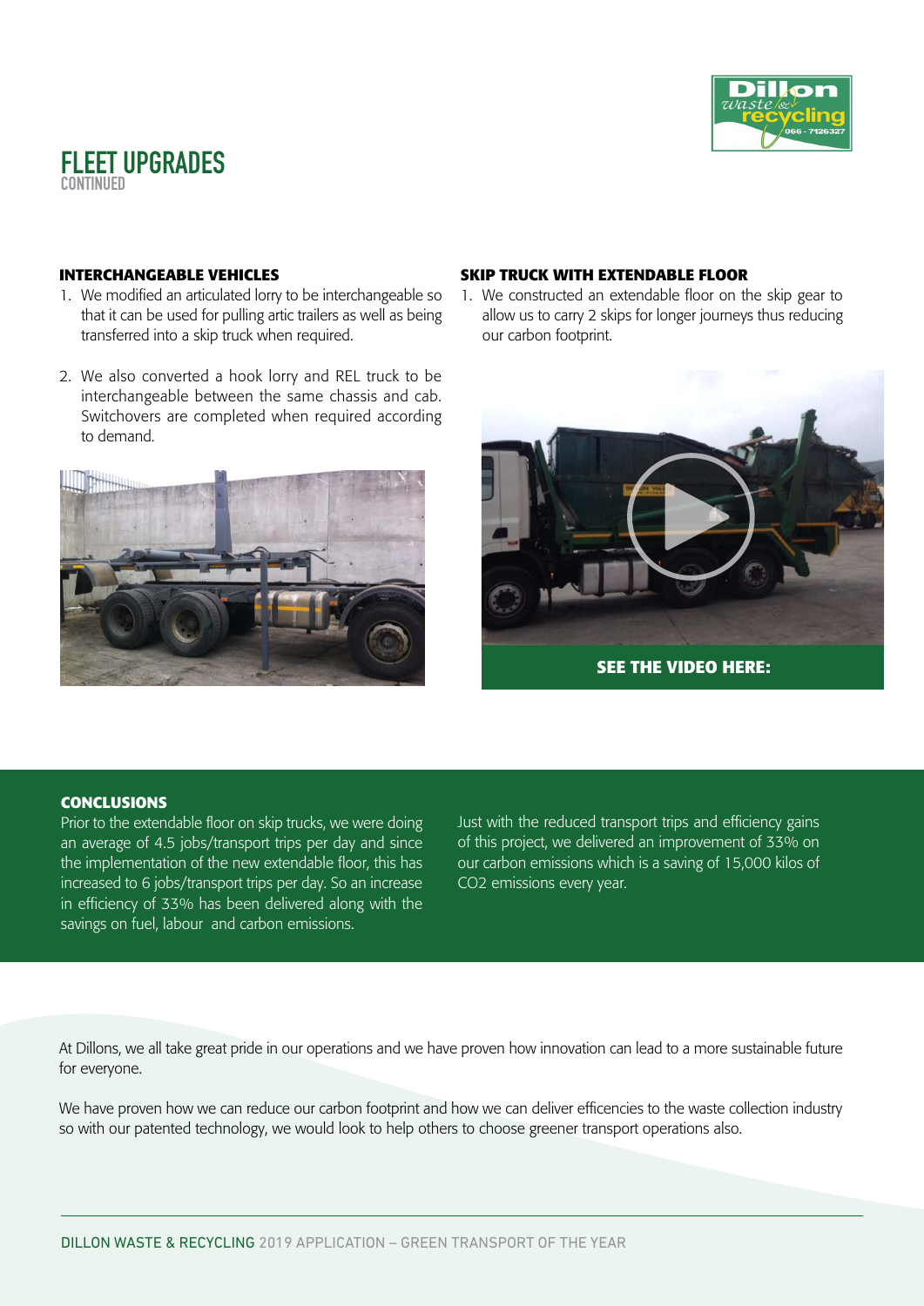# FLEET UPGRADES

CONTINUED

### INTERCHANGEABLE VEHICLES

1. We modified an articulated lorry to be interchangeable so that it can be used for pulling artic trailers as well as being transferred into a skip truck when required.
2. We also converted a hook lorry and REL truck to be interchangeable between the same chassis and cab. Switchovers are completed when required according to demand.

### SKIP TRUCK WITH EXTENDABLE FLOOR

1. We constructed an extendable floor on the skip gear to allow us to carry 2 skips for longer journeys thus reducing our carbon footprint.

**SEE THE VIDEO HERE:**

### CONCLUSIONS

Prior to the extendable floor on skip trucks, we were doing an average of 4.5 jobs/transport trips per day and since the implementation of the new extendable floor, this has increased to 6 jobs/transport trips per day. So an increase in efficiency of 33% has been delivered along with the savings on fuel, labour and carbon emissions.

Just with the reduced transport trips and efficiency gains of this project, we delivered an improvement of 33% on our carbon emissions which is a saving of 15,000 kilos of $CO_2$ emissions every year.

At Dillons, we all take great pride in our operations and we have proven how innovation can lead to a more sustainable future for everyone.

We have proven how we can reduce our carbon footprint and how we can deliver efficencies to the waste collection industry so with our patented technology, we would look to help others to choose greener transport operations also.